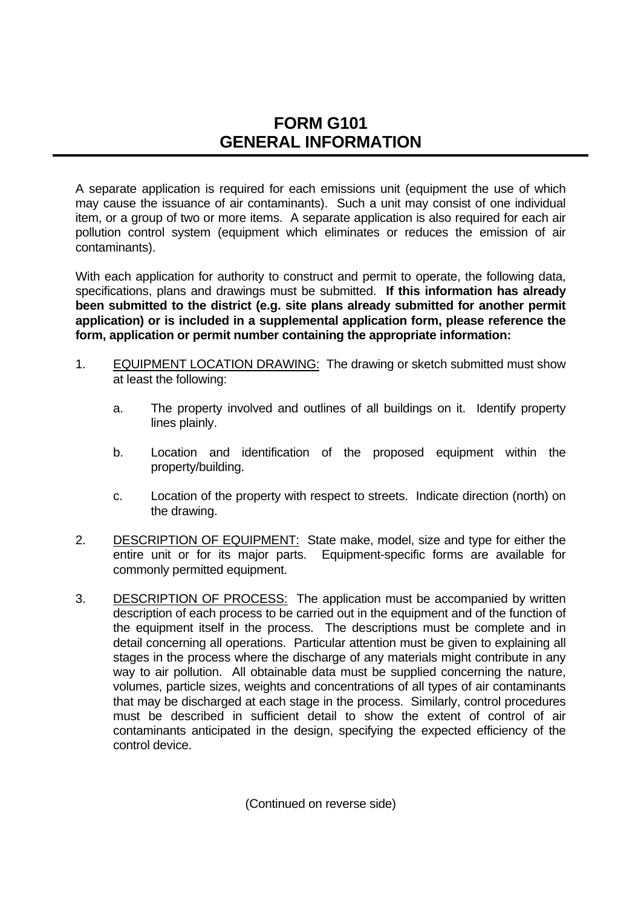# FORM G101
# GENERAL INFORMATION

A separate application is required for each emissions unit (equipment the use of which may cause the issuance of air contaminants). Such a unit may consist of one individual item, or a group of two or more items. A separate application is also required for each air pollution control system (equipment which eliminates or reduces the emission of air contaminants).

With each application for authority to construct and permit to operate, the following data, specifications, plans and drawings must be submitted. **If this information has already been submitted to the district (e.g. site plans already submitted for another permit application) or is included in a supplemental application form, please reference the form, application or permit number containing the appropriate information:**

1. EQUIPMENT LOCATION DRAWING: The drawing or sketch submitted must show at least the following:

   a. The property involved and outlines of all buildings on it. Identify property lines plainly.

   b. Location and identification of the proposed equipment within the property/building.

   c. Location of the property with respect to streets. Indicate direction (north) on the drawing.

2. DESCRIPTION OF EQUIPMENT: State make, model, size and type for either the entire unit or for its major parts. Equipment-specific forms are available for commonly permitted equipment.

3. DESCRIPTION OF PROCESS: The application must be accompanied by written description of each process to be carried out in the equipment and of the function of the equipment itself in the process. The descriptions must be complete and in detail concerning all operations. Particular attention must be given to explaining all stages in the process where the discharge of any materials might contribute in any way to air pollution. All obtainable data must be supplied concerning the nature, volumes, particle sizes, weights and concentrations of all types of air contaminants that may be discharged at each stage in the process. Similarly, control procedures must be described in sufficient detail to show the extent of control of air contaminants anticipated in the design, specifying the expected efficiency of the control device.

(Continued on reverse side)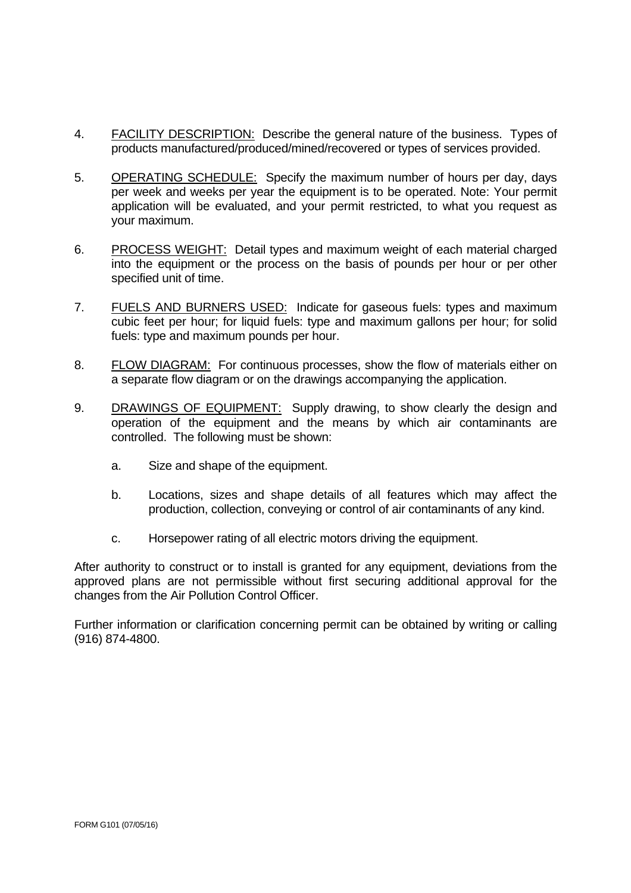4. <u>FACILITY DESCRIPTION:</u> Describe the general nature of the business. Types of products manufactured/produced/mined/recovered or types of services provided.

5. <u>OPERATING SCHEDULE:</u> Specify the maximum number of hours per day, days per week and weeks per year the equipment is to be operated. Note: Your permit application will be evaluated, and your permit restricted, to what you request as your maximum.

6. <u>PROCESS WEIGHT:</u> Detail types and maximum weight of each material charged into the equipment or the process on the basis of pounds per hour or per other specified unit of time.

7. <u>FUELS AND BURNERS USED:</u> Indicate for gaseous fuels: types and maximum cubic feet per hour; for liquid fuels: type and maximum gallons per hour; for solid fuels: type and maximum pounds per hour.

8. <u>FLOW DIAGRAM:</u> For continuous processes, show the flow of materials either on a separate flow diagram or on the drawings accompanying the application.

9. <u>DRAWINGS OF EQUIPMENT:</u> Supply drawing, to show clearly the design and operation of the equipment and the means by which air contaminants are controlled. The following must be shown:

   a. Size and shape of the equipment.

   b. Locations, sizes and shape details of all features which may affect the production, collection, conveying or control of air contaminants of any kind.

   c. Horsepower rating of all electric motors driving the equipment.

After authority to construct or to install is granted for any equipment, deviations from the approved plans are not permissible without first securing additional approval for the changes from the Air Pollution Control Officer.

Further information or clarification concerning permit can be obtained by writing or calling (916) 874-4800.

FORM G101 (07/05/16)